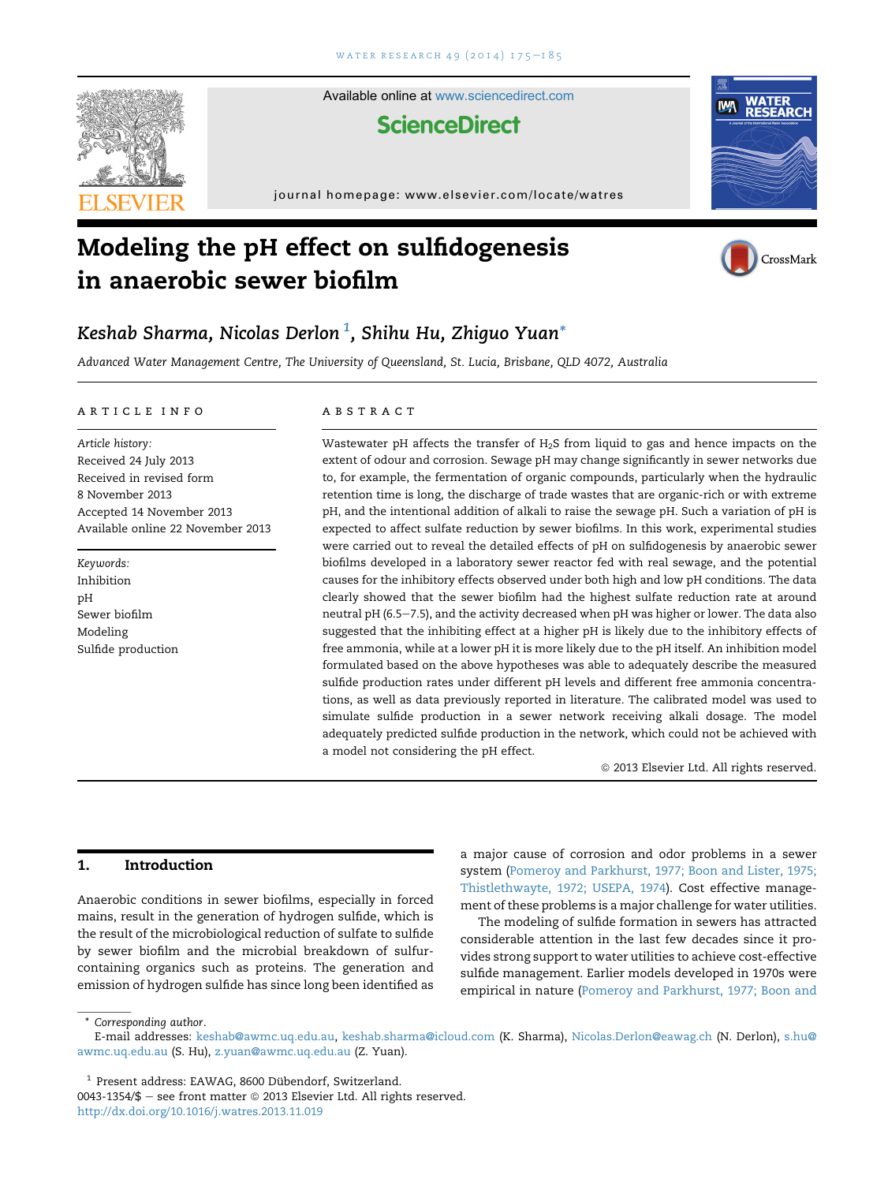# Modeling the pH effect on sulfidogenesis in anaerobic sewer biofilm

*Keshab Sharma, Nicolas Derlon* [1]*, Shihu Hu, Zhiguo Yuan* *

*Advanced Water Management Centre, The University of Queensland, St. Lucia, Brisbane, QLD 4072, Australia*

## ARTICLE INFO

*Article history:*
Received 24 July 2013
Received in revised form
8 November 2013
Accepted 14 November 2013
Available online 22 November 2013

*Keywords:*
Inhibition
pH
Sewer biofilm
Modeling
Sulfide production

## ABSTRACT

Wastewater pH affects the transfer of $H_2S$ from liquid to gas and hence impacts on the extent of odour and corrosion. Sewage pH may change significantly in sewer networks due to, for example, the fermentation of organic compounds, particularly when the hydraulic retention time is long, the discharge of trade wastes that are organic-rich or with extreme pH, and the intentional addition of alkali to raise the sewage pH. Such a variation of pH is expected to affect sulfate reduction by sewer biofilms. In this work, experimental studies were carried out to reveal the detailed effects of pH on sulfidogenesis by anaerobic sewer biofilms developed in a laboratory sewer reactor fed with real sewage, and the potential causes for the inhibitory effects observed under both high and low pH conditions. The data clearly showed that the sewer biofilm had the highest sulfate reduction rate at around neutral pH (6.5–7.5), and the activity decreased when pH was higher or lower. The data also suggested that the inhibiting effect at a higher pH is likely due to the inhibitory effects of free ammonia, while at a lower pH it is more likely due to the pH itself. An inhibition model formulated based on the above hypotheses was able to adequately describe the measured sulfide production rates under different pH levels and different free ammonia concentrations, as well as data previously reported in literature. The calibrated model was used to simulate sulfide production in a sewer network receiving alkali dosage. The model adequately predicted sulfide production in the network, which could not be achieved with a model not considering the pH effect.

© 2013 Elsevier Ltd. All rights reserved.

## 1. Introduction

Anaerobic conditions in sewer biofilms, especially in forced mains, result in the generation of hydrogen sulfide, which is the result of the microbiological reduction of sulfate to sulfide by sewer biofilm and the microbial breakdown of sulfur-containing organics such as proteins. The generation and emission of hydrogen sulfide has since long been identified as a major cause of corrosion and odor problems in a sewer system (Pomeroy and Parkhurst, 1977; Boon and Lister, 1975; Thistlethwayte, 1972; USEPA, 1974). Cost effective management of these problems is a major challenge for water utilities.

The modeling of sulfide formation in sewers has attracted considerable attention in the last few decades since it provides strong support to water utilities to achieve cost-effective sulfide management. Earlier models developed in 1970s were empirical in nature (Pomeroy and Parkhurst, 1977; Boon and

\* Corresponding author.
E-mail addresses: keshab@awmc.uq.edu.au, keshab.sharma@icloud.com (K. Sharma), Nicolas.Derlon@eawag.ch (N. Derlon), s.hu@awmc.uq.edu.au (S. Hu), z.yuan@awmc.uq.edu.au (Z. Yuan).

[1] Present address: EAWAG, 8600 Dübendorf, Switzerland.
0043-1354/$ – see front matter © 2013 Elsevier Ltd. All rights reserved.
http://dx.doi.org/10.1016/j.watres.2013.11.019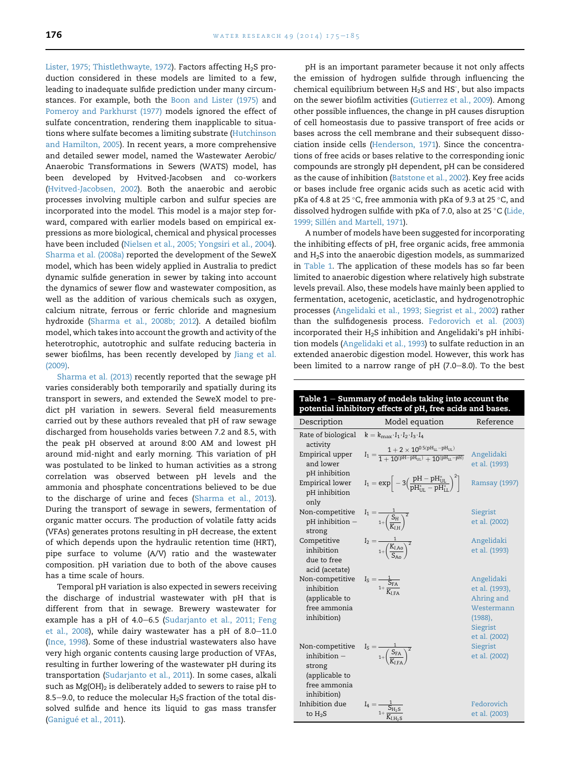Lister, 1975; Thistlethwayte, 1972). Factors affecting $H_2S$ production considered in these models are limited to a few, leading to inadequate sulfide prediction under many circumstances. For example, both the Boon and Lister (1975) and Pomeroy and Parkhurst (1977) models ignored the effect of sulfate concentration, rendering them inapplicable to situations where sulfate becomes a limiting substrate (Hutchinson and Hamilton, 2005). In recent years, a more comprehensive and detailed sewer model, named the Wastewater Aerobic/Anaerobic Transformations in Sewers (WATS) model, has been developed by Hvitved-Jacobsen and co-workers (Hvitved-Jacobsen, 2002). Both the anaerobic and aerobic processes involving multiple carbon and sulfur species are incorporated into the model. This model is a major step forward, compared with earlier models based on empirical expressions as more biological, chemical and physical processes have been included (Nielsen et al., 2005; Yongsiri et al., 2004). Sharma et al. (2008a) reported the development of the SeweX model, which has been widely applied in Australia to predict dynamic sulfide generation in sewer by taking into account the dynamics of sewer flow and wastewater composition, as well as the addition of various chemicals such as oxygen, calcium nitrate, ferrous or ferric chloride and magnesium hydroxide (Sharma et al., 2008b; 2012). A detailed biofilm model, which takes into account the growth and activity of the heterotrophic, autotrophic and sulfate reducing bacteria in sewer biofilms, has been recently developed by Jiang et al. (2009).

Sharma et al. (2013) recently reported that the sewage pH varies considerably both temporarily and spatially during its transport in sewers, and extended the SeweX model to predict pH variation in sewers. Several field measurements carried out by these authors revealed that pH of raw sewage discharged from households varies between 7.2 and 8.5, with the peak pH observed at around 8:00 AM and lowest pH around mid-night and early morning. This variation of pH was postulated to be linked to human activities as a strong correlation was observed between pH levels and the ammonia and phosphate concentrations believed to be due to the discharge of urine and feces (Sharma et al., 2013). During the transport of sewage in sewers, fermentation of organic matter occurs. The production of volatile fatty acids (VFAs) generates protons resulting in pH decrease, the extent of which depends upon the hydraulic retention time (HRT), pipe surface to volume (A/V) ratio and the wastewater composition. pH variation due to both of the above causes has a time scale of hours.

Temporal pH variation is also expected in sewers receiving the discharge of industrial wastewater with pH that is different from that in sewage. Brewery wastewater for example has a pH of 4.0–6.5 (Sudarjanto et al., 2011; Feng et al., 2008), while dairy wastewater has a pH of 8.0–11.0 (Ince, 1998). Some of these industrial wastewaters also have very high organic contents causing large production of VFAs, resulting in further lowering of the wastewater pH during its transportation (Sudarjanto et al., 2011). In some cases, alkali such as $Mg(OH)_2$ is deliberately added to sewers to raise pH to 8.5–9.0, to reduce the molecular $H_2S$ fraction of the total dissolved sulfide and hence its liquid to gas mass transfer (Ganigué et al., 2011).

pH is an important parameter because it not only affects the emission of hydrogen sulfide through influencing the chemical equilibrium between $H_2S$ and $HS^-$, but also impacts on the sewer biofilm activities (Gutierrez et al., 2009). Among other possible influences, the change in pH causes disruption of cell homeostasis due to passive transport of free acids or bases across the cell membrane and their subsequent dissociation inside cells (Henderson, 1971). Since the concentrations of free acids or bases relative to the corresponding ionic compounds are strongly pH dependent, pH can be considered as the cause of inhibition (Batstone et al., 2002). Key free acids or bases include free organic acids such as acetic acid with pKa of 4.8 at 25 °C, free ammonia with pKa of 9.3 at 25 °C, and dissolved hydrogen sulfide with pKa of 7.0, also at 25 °C (Lide, 1999; Sillén and Martell, 1971).

A number of models have been suggested for incorporating the inhibiting effects of pH, free organic acids, free ammonia and $H_2S$ into the anaerobic digestion models, as summarized in Table 1. The application of these models has so far been limited to anaerobic digestion where relatively high substrate levels prevail. Also, these models have mainly been applied to fermentation, acetogenic, aceticlastic, and hydrogenotrophic processes (Angelidaki et al., 1993; Siegrist et al., 2002) rather than the sulfidogenesis process. Fedorovich et al. (2003) incorporated their $H_2S$ inhibition and Angelidaki's pH inhibition models (Angelidaki et al., 1993) to sulfate reduction in an extended anaerobic digestion model. However, this work has been limited to a narrow range of pH (7.0–8.0). To the best

**Table 1 – Summary of models taking into account the potential inhibitory effects of pH, free acids and bases.**

| Description | Model equation | Reference |
|---|---|---|
| Rate of biological activity | $k = k_{max} \cdot I_1 \cdot I_2 \cdot I_3 \cdot I_4$ | |
| Empirical upper and lower pH inhibition | $I_1 = \dfrac{1 + 2 \times 10^{0.5(pH_{LL} - pH_{UL})}}{1 + 10^{(pH - pH_{UL})} + 10^{(pH_{LL} - pH)}}$ | Angelidaki et al. (1993) |
| Empirical lower pH inhibition only | $I_1 = \exp\left[-3\left(\dfrac{pH - pH_{UL}^{*}}{pH_{UL}^{*} - pH_{LL}^{*}}\right)^2\right]$ | Ramsay (1997) |
| Non-competitive pH inhibition – strong | $I_1 = \dfrac{1}{1+\left(\dfrac{S_H}{K_{I,H}}\right)^2}$ | Siegrist et al. (2002) |
| Competitive inhibition due to free acid (acetate) | $I_2 = \dfrac{1}{1+\left(\dfrac{K_{I,Ao}}{S_{Ao}}\right)^2}$ | Angelidaki et al. (1993) |
| Non-competitive inhibition (applicable to free ammonia inhibition) | $I_S = \dfrac{1}{1+\dfrac{S_{FA}}{K_{I,FA}}}$ | Angelidaki et al. (1993), Ahring and Westermann (1988), Siegrist et al. (2002) |
| Non-competitive inhibition – strong (applicable to free ammonia inhibition) | $I_S = \dfrac{1}{1+\left(\dfrac{S_{FA}}{K_{I,FA}}\right)^2}$ | Siegrist et al. (2002) |
| Inhibition due to $H_2S$ | $I_4 = \dfrac{1}{1+\dfrac{S_{H_2S}}{K_{I,H_2S}}}$ | Fedorovich et al. (2003) |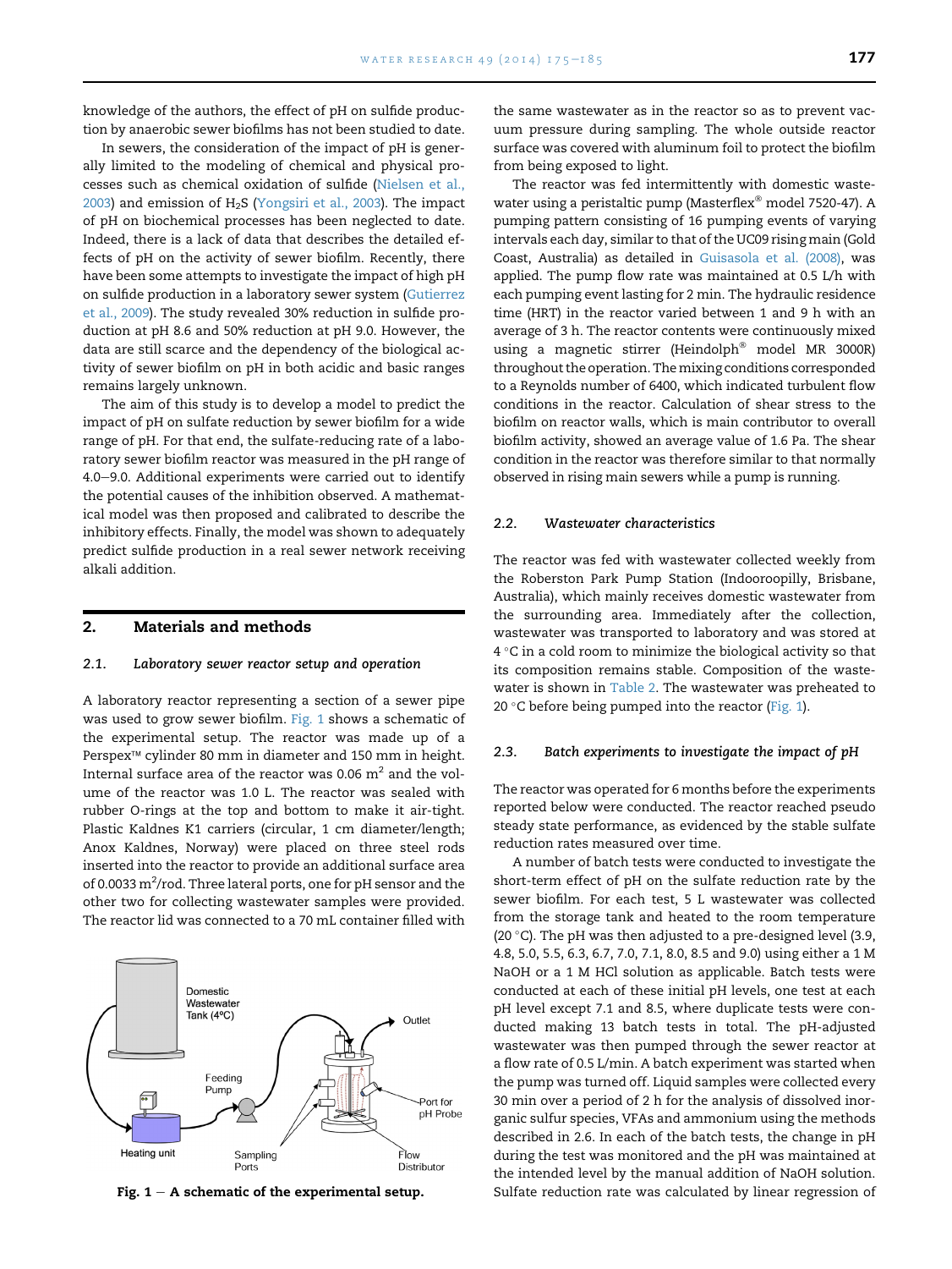knowledge of the authors, the effect of pH on sulfide production by anaerobic sewer biofilms has not been studied to date.

In sewers, the consideration of the impact of pH is generally limited to the modeling of chemical and physical processes such as chemical oxidation of sulfide (Nielsen et al., 2003) and emission of $H_2S$ (Yongsiri et al., 2003). The impact of pH on biochemical processes has been neglected to date. Indeed, there is a lack of data that describes the detailed effects of pH on the activity of sewer biofilm. Recently, there have been some attempts to investigate the impact of high pH on sulfide production in a laboratory sewer system (Gutierrez et al., 2009). The study revealed 30% reduction in sulfide production at pH 8.6 and 50% reduction at pH 9.0. However, the data are still scarce and the dependency of the biological activity of sewer biofilm on pH in both acidic and basic ranges remains largely unknown.

The aim of this study is to develop a model to predict the impact of pH on sulfate reduction by sewer biofilm for a wide range of pH. For that end, the sulfate-reducing rate of a laboratory sewer biofilm reactor was measured in the pH range of 4.0–9.0. Additional experiments were carried out to identify the potential causes of the inhibition observed. A mathematical model was then proposed and calibrated to describe the inhibitory effects. Finally, the model was shown to adequately predict sulfide production in a real sewer network receiving alkali addition.

## 2. Materials and methods

### 2.1. Laboratory sewer reactor setup and operation

A laboratory reactor representing a section of a sewer pipe was used to grow sewer biofilm. Fig. 1 shows a schematic of the experimental setup. The reactor was made up of a Perspex™ cylinder 80 mm in diameter and 150 mm in height. Internal surface area of the reactor was 0.06 $m^2$ and the volume of the reactor was 1.0 L. The reactor was sealed with rubber O-rings at the top and bottom to make it air-tight. Plastic Kaldnes K1 carriers (circular, 1 cm diameter/length; Anox Kaldnes, Norway) were placed on three steel rods inserted into the reactor to provide an additional surface area of 0.0033 $m^2$/rod. Three lateral ports, one for pH sensor and the other two for collecting wastewater samples were provided. The reactor lid was connected to a 70 mL container filled with the same wastewater as in the reactor so as to prevent vacuum pressure during sampling. The whole outside reactor surface was covered with aluminum foil to protect the biofilm from being exposed to light.

The reactor was fed intermittently with domestic wastewater using a peristaltic pump (Masterflex® model 7520-47). A pumping pattern consisting of 16 pumping events of varying intervals each day, similar to that of the UC09 rising main (Gold Coast, Australia) as detailed in Guisasola et al. (2008), was applied. The pump flow rate was maintained at 0.5 L/h with each pumping event lasting for 2 min. The hydraulic residence time (HRT) in the reactor varied between 1 and 9 h with an average of 3 h. The reactor contents were continuously mixed using a magnetic stirrer (Heindolph® model MR 3000R) throughout the operation. The mixing conditions corresponded to a Reynolds number of 6400, which indicated turbulent flow conditions in the reactor. Calculation of shear stress to the biofilm on reactor walls, which is main contributor to overall biofilm activity, showed an average value of 1.6 Pa. The shear condition in the reactor was therefore similar to that normally observed in rising main sewers while a pump is running.

Fig. 1 – A schematic of the experimental setup.

### 2.2. Wastewater characteristics

The reactor was fed with wastewater collected weekly from the Roberston Park Pump Station (Indooroopilly, Brisbane, Australia), which mainly receives domestic wastewater from the surrounding area. Immediately after the collection, wastewater was transported to laboratory and was stored at 4 °C in a cold room to minimize the biological activity so that its composition remains stable. Composition of the wastewater is shown in Table 2. The wastewater was preheated to 20 °C before being pumped into the reactor (Fig. 1).

### 2.3. Batch experiments to investigate the impact of pH

The reactor was operated for 6 months before the experiments reported below were conducted. The reactor reached pseudo steady state performance, as evidenced by the stable sulfate reduction rates measured over time.

A number of batch tests were conducted to investigate the short-term effect of pH on the sulfate reduction rate by the sewer biofilm. For each test, 5 L wastewater was collected from the storage tank and heated to the room temperature (20 °C). The pH was then adjusted to a pre-designed level (3.9, 4.8, 5.0, 5.5, 6.3, 6.7, 7.0, 7.1, 8.0, 8.5 and 9.0) using either a 1 M NaOH or a 1 M HCl solution as applicable. Batch tests were conducted at each of these initial pH levels, one test at each pH level except 7.1 and 8.5, where duplicate tests were conducted making 13 batch tests in total. The pH-adjusted wastewater was then pumped through the sewer reactor at a flow rate of 0.5 L/min. A batch experiment was started when the pump was turned off. Liquid samples were collected every 30 min over a period of 2 h for the analysis of dissolved inorganic sulfur species, VFAs and ammonium using the methods described in 2.6. In each of the batch tests, the change in pH during the test was monitored and the pH was maintained at the intended level by the manual addition of NaOH solution. Sulfate reduction rate was calculated by linear regression of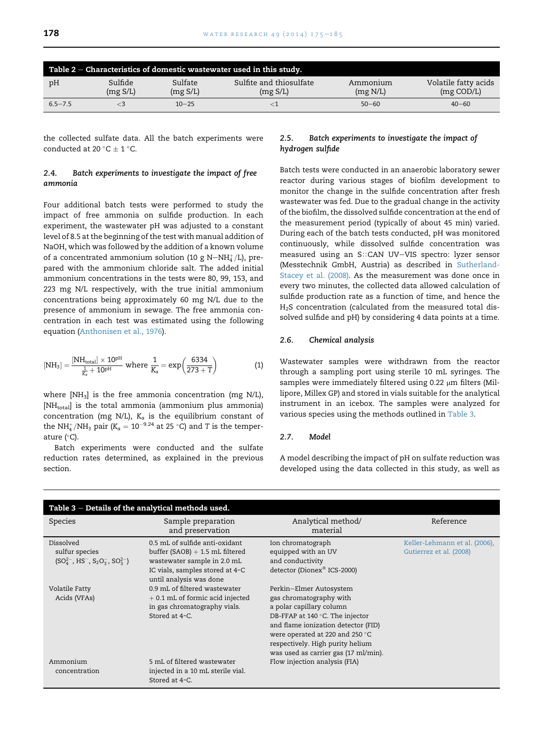**Table 2 – Characteristics of domestic wastewater used in this study.**

| pH | Sulfide (mg S/L) | Sulfate (mg S/L) | Sulfite and thiosulfate (mg S/L) | Ammonium (mg N/L) | Volatile fatty acids (mg COD/L) |
|---|---|---|---|---|---|
| 6.5–7.5 | <3 | 10–25 | <1 | 50–60 | 40–60 |

the collected sulfate data. All the batch experiments were conducted at 20 °C ± 1 °C.

### 2.4. Batch experiments to investigate the impact of free ammonia

Four additional batch tests were performed to study the impact of free ammonia on sulfide production. In each experiment, the wastewater pH was adjusted to a constant level of 8.5 at the beginning of the test with manual addition of NaOH, which was followed by the addition of a known volume of a concentrated ammonium solution (10 g $N\text{–}NH_4^+$/L), prepared with the ammonium chloride salt. The added initial ammonium concentrations in the tests were 80, 99, 153, and 223 mg N/L respectively, with the true initial ammonium concentrations being approximately 60 mg N/L due to the presence of ammonium in sewage. The free ammonia concentration in each test was estimated using the following equation (Anthonisen et al., 1976).

$$[NH_3] = \frac{[NH_{total}] \times 10^{pH}}{\frac{1}{K_a} + 10^{pH}} \text{ where } \frac{1}{K_a} = \exp\left(\frac{6334}{273 + T}\right) \tag{1}$$

where $[NH_3]$ is the free ammonia concentration (mg N/L), $[NH_{total}]$ is the total ammonia (ammonium plus ammonia) concentration (mg N/L), $K_a$ is the equilibrium constant of the $NH_4^+/NH_3$ pair ($K_a = 10^{-9.24}$ at 25 °C) and T is the temperature (°C).

Batch experiments were conducted and the sulfate reduction rates determined, as explained in the previous section.

### 2.5. Batch experiments to investigate the impact of hydrogen sulfide

Batch tests were conducted in an anaerobic laboratory sewer reactor during various stages of biofilm development to monitor the change in the sulfide concentration after fresh wastewater was fed. Due to the gradual change in the activity of the biofilm, the dissolved sulfide concentration at the end of the measurement period (typically of about 45 min) varied. During each of the batch tests conducted, pH was monitored continuously, while dissolved sulfide concentration was measured using an S::CAN UV–VIS spectro: lyzer sensor (Messtechnik GmbH, Austria) as described in Sutherland-Stacey et al. (2008). As the measurement was done once in every two minutes, the collected data allowed calculation of sulfide production rate as a function of time, and hence the $H_2S$ concentration (calculated from the measured total dissolved sulfide and pH) by considering 4 data points at a time.

### 2.6. Chemical analysis

Wastewater samples were withdrawn from the reactor through a sampling port using sterile 10 mL syringes. The samples were immediately filtered using 0.22 μm filters (Millipore, Millex GP) and stored in vials suitable for the analytical instrument in an icebox. The samples were analyzed for various species using the methods outlined in Table 3.

### 2.7. Model

A model describing the impact of pH on sulfate reduction was developed using the data collected in this study, as well as

**Table 3 – Details of the analytical methods used.**

| Species | Sample preparation and preservation | Analytical method/ material | Reference |
|---|---|---|---|
| Dissolved sulfur species ($SO_4^{2-}$, $HS^-$, $S_2O_3^-$, $SO_3^{2-}$) | 0.5 mL of sulfide anti-oxidant buffer (SAOB) + 1.5 mL filtered wastewater sample in 2.0 mL IC vials, samples stored at 4-C until analysis was done | Ion chromatograph equipped with an UV and conductivity detector (Dionex® ICS-2000) | Keller-Lehmann et al. (2006), Gutierrez et al. (2008) |
| Volatile Fatty Acids (VFAs) | 0.9 mL of filtered wastewater + 0.1 mL of formic acid injected in gas chromatography vials. Stored at 4-C. | Perkin–Elmer Autosystem gas chromatography with a polar capillary column DB-FFAP at 140 °C. The injector and flame ionization detector (FID) were operated at 220 and 250 °C respectively. High purity helium was used as carrier gas (17 ml/min). | |
| Ammonium concentration | 5 mL of filtered wastewater injected in a 10 mL sterile vial. Stored at 4-C. | Flow injection analysis (FIA) | |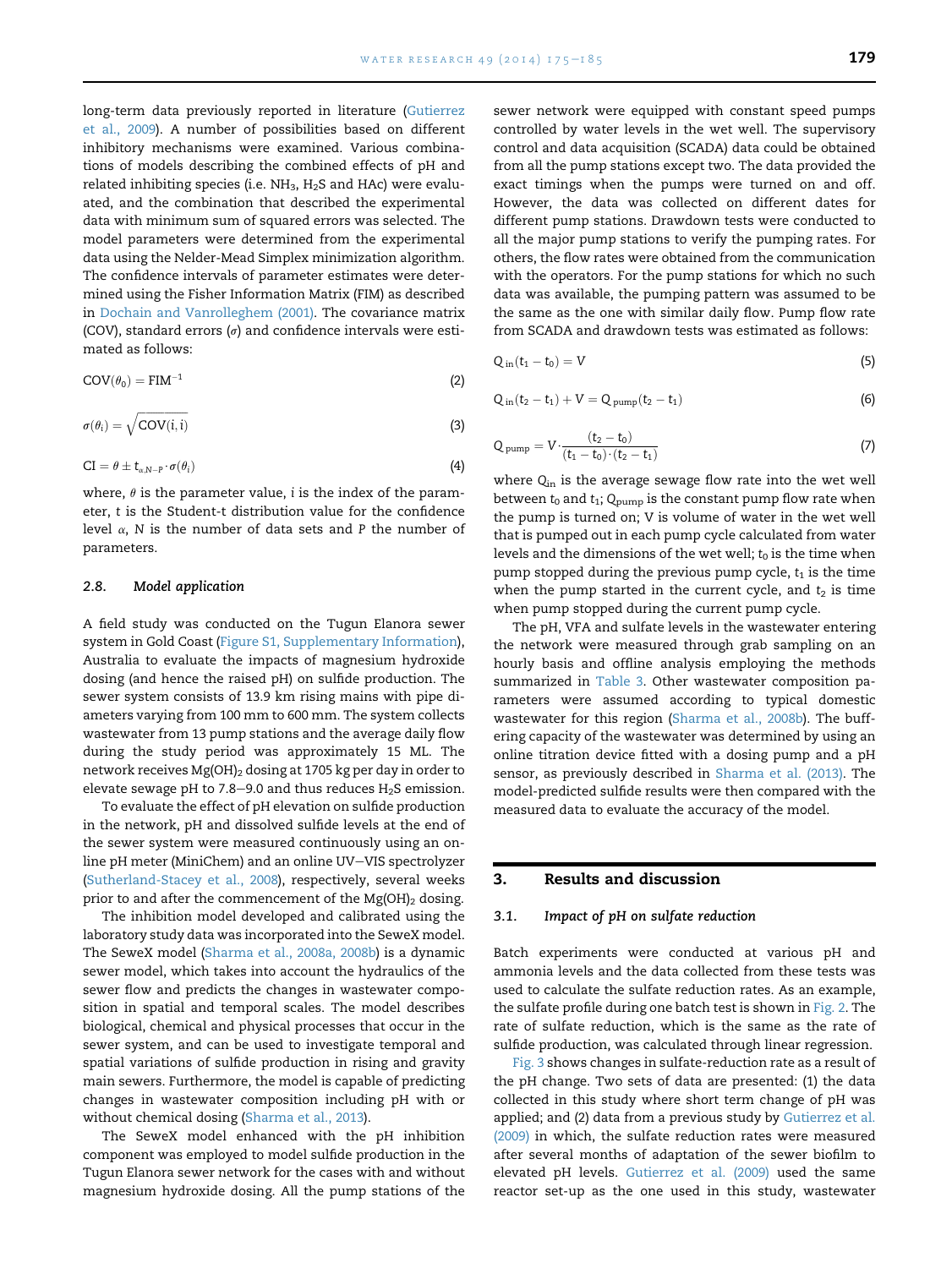long-term data previously reported in literature (Gutierrez et al., 2009). A number of possibilities based on different inhibitory mechanisms were examined. Various combinations of models describing the combined effects of pH and related inhibiting species (i.e. $NH_3$, $H_2S$ and HAc) were evaluated, and the combination that described the experimental data with minimum sum of squared errors was selected. The model parameters were determined from the experimental data using the Nelder-Mead Simplex minimization algorithm. The confidence intervals of parameter estimates were determined using the Fisher Information Matrix (FIM) as described in Dochain and Vanrolleghem (2001). The covariance matrix (COV), standard errors ($\sigma$) and confidence intervals were estimated as follows:

$$\mathrm{COV}(\theta_0) = \mathrm{FIM}^{-1} \tag{2}$$

$$\sigma(\theta_i) = \sqrt{\mathrm{COV}(i,i)} \tag{3}$$

$$\mathrm{CI} = \theta \pm t_{\alpha,N-P} \cdot \sigma(\theta_i) \tag{4}$$

where, $\theta$ is the parameter value, $i$ is the index of the parameter, $t$ is the Student-t distribution value for the confidence level $\alpha$, $N$ is the number of data sets and $P$ the number of parameters.

### 2.8. Model application

A field study was conducted on the Tugun Elanora sewer system in Gold Coast (Figure S1, Supplementary Information), Australia to evaluate the impacts of magnesium hydroxide dosing (and hence the raised pH) on sulfide production. The sewer system consists of 13.9 km rising mains with pipe diameters varying from 100 mm to 600 mm. The system collects wastewater from 13 pump stations and the average daily flow during the study period was approximately 15 ML. The network receives $Mg(OH)_2$ dosing at 1705 kg per day in order to elevate sewage pH to 7.8–9.0 and thus reduces $H_2S$ emission.

To evaluate the effect of pH elevation on sulfide production in the network, pH and dissolved sulfide levels at the end of the sewer system were measured continuously using an online pH meter (MiniChem) and an online UV–VIS spectrolyzer (Sutherland-Stacey et al., 2008), respectively, several weeks prior to and after the commencement of the $Mg(OH)_2$ dosing.

The inhibition model developed and calibrated using the laboratory study data was incorporated into the SeweX model. The SeweX model (Sharma et al., 2008a, 2008b) is a dynamic sewer model, which takes into account the hydraulics of the sewer flow and predicts the changes in wastewater composition in spatial and temporal scales. The model describes biological, chemical and physical processes that occur in the sewer system, and can be used to investigate temporal and spatial variations of sulfide production in rising and gravity main sewers. Furthermore, the model is capable of predicting changes in wastewater composition including pH with or without chemical dosing (Sharma et al., 2013).

The SeweX model enhanced with the pH inhibition component was employed to model sulfide production in the Tugun Elanora sewer network for the cases with and without magnesium hydroxide dosing. All the pump stations of the sewer network were equipped with constant speed pumps controlled by water levels in the wet well. The supervisory control and data acquisition (SCADA) data could be obtained from all the pump stations except two. The data provided the exact timings when the pumps were turned on and off. However, the data was collected on different dates for different pump stations. Drawdown tests were conducted to all the major pump stations to verify the pumping rates. For others, the flow rates were obtained from the communication with the operators. For the pump stations for which no such data was available, the pumping pattern was assumed to be the same as the one with similar daily flow. Pump flow rate from SCADA and drawdown tests was estimated as follows:

$$Q_{\mathrm{in}}(t_1 - t_0) = V \tag{5}$$

$$Q_{\mathrm{in}}(t_2 - t_1) + V = Q_{\mathrm{pump}}(t_2 - t_1) \tag{6}$$

$$Q_{\mathrm{pump}} = V \cdot \frac{(t_2 - t_0)}{(t_1 - t_0) \cdot (t_2 - t_1)} \tag{7}$$

where $Q_{in}$ is the average sewage flow rate into the wet well between $t_0$ and $t_1$; $Q_{pump}$ is the constant pump flow rate when the pump is turned on; V is volume of water in the wet well that is pumped out in each pump cycle calculated from water levels and the dimensions of the wet well; $t_0$ is the time when pump stopped during the previous pump cycle, $t_1$ is the time when the pump started in the current cycle, and $t_2$ is time when pump stopped during the current pump cycle.

The pH, VFA and sulfate levels in the wastewater entering the network were measured through grab sampling on an hourly basis and offline analysis employing the methods summarized in Table 3. Other wastewater composition parameters were assumed according to typical domestic wastewater for this region (Sharma et al., 2008b). The buffering capacity of the wastewater was determined by using an online titration device fitted with a dosing pump and a pH sensor, as previously described in Sharma et al. (2013). The model-predicted sulfide results were then compared with the measured data to evaluate the accuracy of the model.

## 3. Results and discussion

### 3.1. Impact of pH on sulfate reduction

Batch experiments were conducted at various pH and ammonia levels and the data collected from these tests was used to calculate the sulfate reduction rates. As an example, the sulfate profile during one batch test is shown in Fig. 2. The rate of sulfate reduction, which is the same as the rate of sulfide production, was calculated through linear regression.

Fig. 3 shows changes in sulfate-reduction rate as a result of the pH change. Two sets of data are presented: (1) the data collected in this study where short term change of pH was applied; and (2) data from a previous study by Gutierrez et al. (2009) in which, the sulfate reduction rates were measured after several months of adaptation of the sewer biofilm to elevated pH levels. Gutierrez et al. (2009) used the same reactor set-up as the one used in this study, wastewater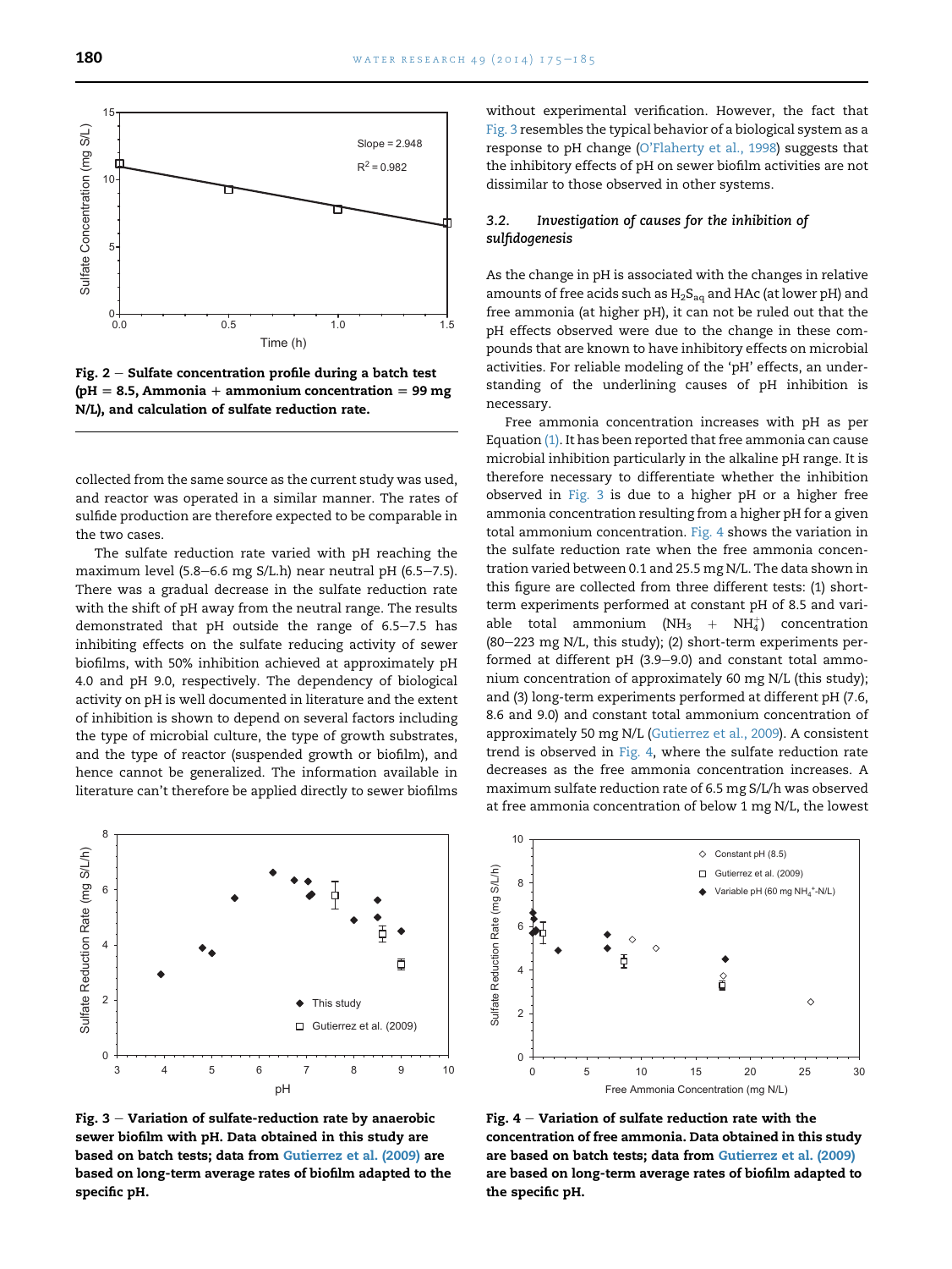Fig. 2 – Sulfate concentration profile during a batch test (pH = 8.5, Ammonia + ammonium concentration = 99 mg N/L), and calculation of sulfate reduction rate.

collected from the same source as the current study was used, and reactor was operated in a similar manner. The rates of sulfide production are therefore expected to be comparable in the two cases.

The sulfate reduction rate varied with pH reaching the maximum level (5.8–6.6 mg S/L.h) near neutral pH (6.5–7.5). There was a gradual decrease in the sulfate reduction rate with the shift of pH away from the neutral range. The results demonstrated that pH outside the range of 6.5–7.5 has inhibiting effects on the sulfate reducing activity of sewer biofilms, with 50% inhibition achieved at approximately pH 4.0 and pH 9.0, respectively. The dependency of biological activity on pH is well documented in literature and the extent of inhibition is shown to depend on several factors including the type of microbial culture, the type of growth substrates, and the type of reactor (suspended growth or biofilm), and hence cannot be generalized. The information available in literature can't therefore be applied directly to sewer biofilms without experimental verification. However, the fact that Fig. 3 resembles the typical behavior of a biological system as a response to pH change (O'Flaherty et al., 1998) suggests that the inhibitory effects of pH on sewer biofilm activities are not dissimilar to those observed in other systems.

### 3.2. *Investigation of causes for the inhibition of sulfidogenesis*

As the change in pH is associated with the changes in relative amounts of free acids such as $H_2S_{aq}$ and HAc (at lower pH) and free ammonia (at higher pH), it can not be ruled out that the pH effects observed were due to the change in these compounds that are known to have inhibitory effects on microbial activities. For reliable modeling of the 'pH' effects, an understanding of the underlining causes of pH inhibition is necessary.

Free ammonia concentration increases with pH as per Equation (1). It has been reported that free ammonia can cause microbial inhibition particularly in the alkaline pH range. It is therefore necessary to differentiate whether the inhibition observed in Fig. 3 is due to a higher pH or a higher free ammonia concentration resulting from a higher pH for a given total ammonium concentration. Fig. 4 shows the variation in the sulfate reduction rate when the free ammonia concentration varied between 0.1 and 25.5 mg N/L. The data shown in this figure are collected from three different tests: (1) short-term experiments performed at constant pH of 8.5 and variable total ammonium ($NH_3$ + $NH_4^+$) concentration (80–223 mg N/L, this study); (2) short-term experiments performed at different pH (3.9–9.0) and constant total ammonium concentration of approximately 60 mg N/L (this study); and (3) long-term experiments performed at different pH (7.6, 8.6 and 9.0) and constant total ammonium concentration of approximately 50 mg N/L (Gutierrez et al., 2009). A consistent trend is observed in Fig. 4, where the sulfate reduction rate decreases as the free ammonia concentration increases. A maximum sulfate reduction rate of 6.5 mg S/L/h was observed at free ammonia concentration of below 1 mg N/L, the lowest

Fig. 3 – Variation of sulfate-reduction rate by anaerobic sewer biofilm with pH. Data obtained in this study are based on batch tests; data from Gutierrez et al. (2009) are based on long-term average rates of biofilm adapted to the specific pH.

Fig. 4 – Variation of sulfate reduction rate with the concentration of free ammonia. Data obtained in this study are based on batch tests; data from Gutierrez et al. (2009) are based on long-term average rates of biofilm adapted to the specific pH.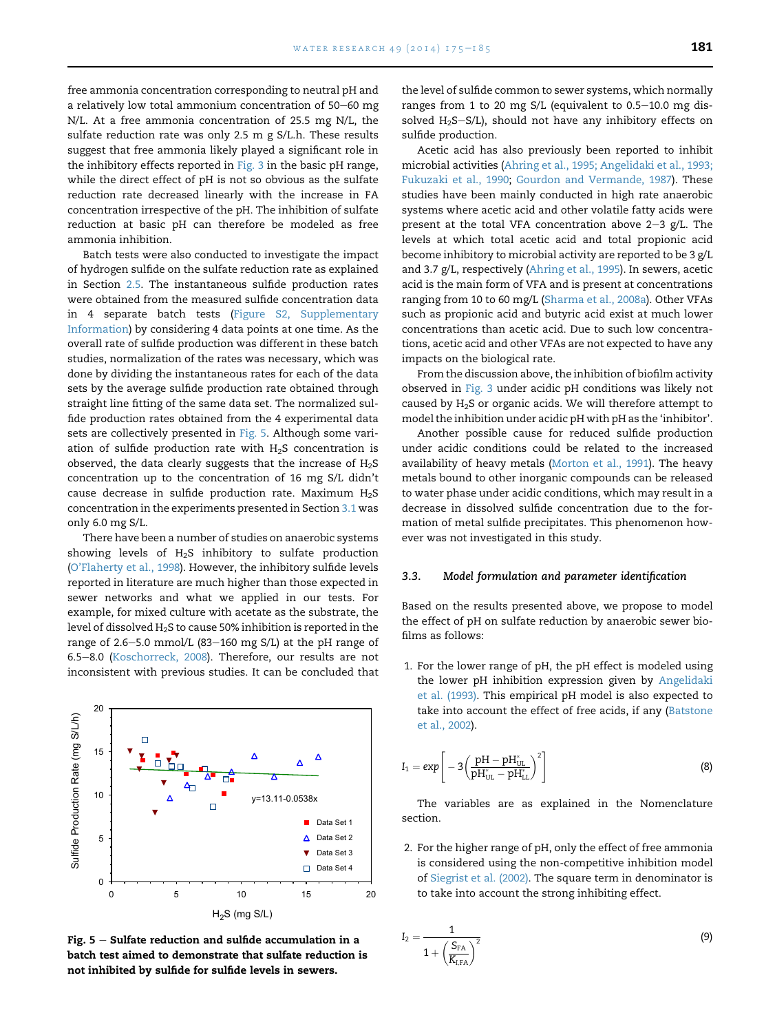free ammonia concentration corresponding to neutral pH and a relatively low total ammonium concentration of 50–60 mg N/L. At a free ammonia concentration of 25.5 mg N/L, the sulfate reduction rate was only 2.5 m g S/L.h. These results suggest that free ammonia likely played a significant role in the inhibitory effects reported in Fig. 3 in the basic pH range, while the direct effect of pH is not so obvious as the sulfate reduction rate decreased linearly with the increase in FA concentration irrespective of the pH. The inhibition of sulfate reduction at basic pH can therefore be modeled as free ammonia inhibition.

Batch tests were also conducted to investigate the impact of hydrogen sulfide on the sulfate reduction rate as explained in Section 2.5. The instantaneous sulfide production rates were obtained from the measured sulfide concentration data in 4 separate batch tests (Figure S2, Supplementary Information) by considering 4 data points at one time. As the overall rate of sulfide production was different in these batch studies, normalization of the rates was necessary, which was done by dividing the instantaneous rates for each of the data sets by the average sulfide production rate obtained through straight line fitting of the same data set. The normalized sulfide production rates obtained from the 4 experimental data sets are collectively presented in Fig. 5. Although some variation of sulfide production rate with $H_2S$ concentration is observed, the data clearly suggests that the increase of $H_2S$ concentration up to the concentration of 16 mg S/L didn't cause decrease in sulfide production rate. Maximum $H_2S$ concentration in the experiments presented in Section 3.1 was only 6.0 mg S/L.

There have been a number of studies on anaerobic systems showing levels of $H_2S$ inhibitory to sulfate production (O'Flaherty et al., 1998). However, the inhibitory sulfide levels reported in literature are much higher than those expected in sewer networks and what we applied in our tests. For example, for mixed culture with acetate as the substrate, the level of dissolved $H_2S$ to cause 50% inhibition is reported in the range of 2.6–5.0 mmol/L (83–160 mg S/L) at the pH range of 6.5–8.0 (Koschorreck, 2008). Therefore, our results are not inconsistent with previous studies. It can be concluded that the level of sulfide common to sewer systems, which normally ranges from 1 to 20 mg S/L (equivalent to 0.5–10.0 mg dissolved $H_2S$–S/L), should not have any inhibitory effects on sulfide production.

**Fig. 5 – Sulfate reduction and sulfide accumulation in a batch test aimed to demonstrate that sulfate reduction is not inhibited by sulfide for sulfide levels in sewers.**

Acetic acid has also previously been reported to inhibit microbial activities (Ahring et al., 1995; Angelidaki et al., 1993; Fukuzaki et al., 1990; Gourdon and Vermande, 1987). These studies have been mainly conducted in high rate anaerobic systems where acetic acid and other volatile fatty acids were present at the total VFA concentration above 2–3 g/L. The levels at which total acetic acid and total propionic acid become inhibitory to microbial activity are reported to be 3 g/L and 3.7 g/L, respectively (Ahring et al., 1995). In sewers, acetic acid is the main form of VFA and is present at concentrations ranging from 10 to 60 mg/L (Sharma et al., 2008a). Other VFAs such as propionic acid and butyric acid exist at much lower concentrations than acetic acid. Due to such low concentrations, acetic acid and other VFAs are not expected to have any impacts on the biological rate.

From the discussion above, the inhibition of biofilm activity observed in Fig. 3 under acidic pH conditions was likely not caused by $H_2S$ or organic acids. We will therefore attempt to model the inhibition under acidic pH with pH as the 'inhibitor'.

Another possible cause for reduced sulfide production under acidic conditions could be related to the increased availability of heavy metals (Morton et al., 1991). The heavy metals bound to other inorganic compounds can be released to water phase under acidic conditions, which may result in a decrease in dissolved sulfide concentration due to the formation of metal sulfide precipitates. This phenomenon however was not investigated in this study.

### 3.3. *Model formulation and parameter identification*

Based on the results presented above, we propose to model the effect of pH on sulfate reduction by anaerobic sewer biofilms as follows:

1. For the lower range of pH, the pH effect is modeled using the lower pH inhibition expression given by Angelidaki et al. (1993). This empirical pH model is also expected to take into account the effect of free acids, if any (Batstone et al., 2002).

$$I_1 = exp\left[-3\left(\frac{pH - pH^*_{UL}}{pH^*_{UL} - pH^*_{LL}}\right)^2\right] \tag{8}$$

The variables are as explained in the Nomenclature section.

2. For the higher range of pH, only the effect of free ammonia is considered using the non-competitive inhibition model of Siegrist et al. (2002). The square term in denominator is to take into account the strong inhibiting effect.

$$I_2 = \frac{1}{1 + \left(\frac{S_{FA}}{K_{I,FA}}\right)^2} \tag{9}$$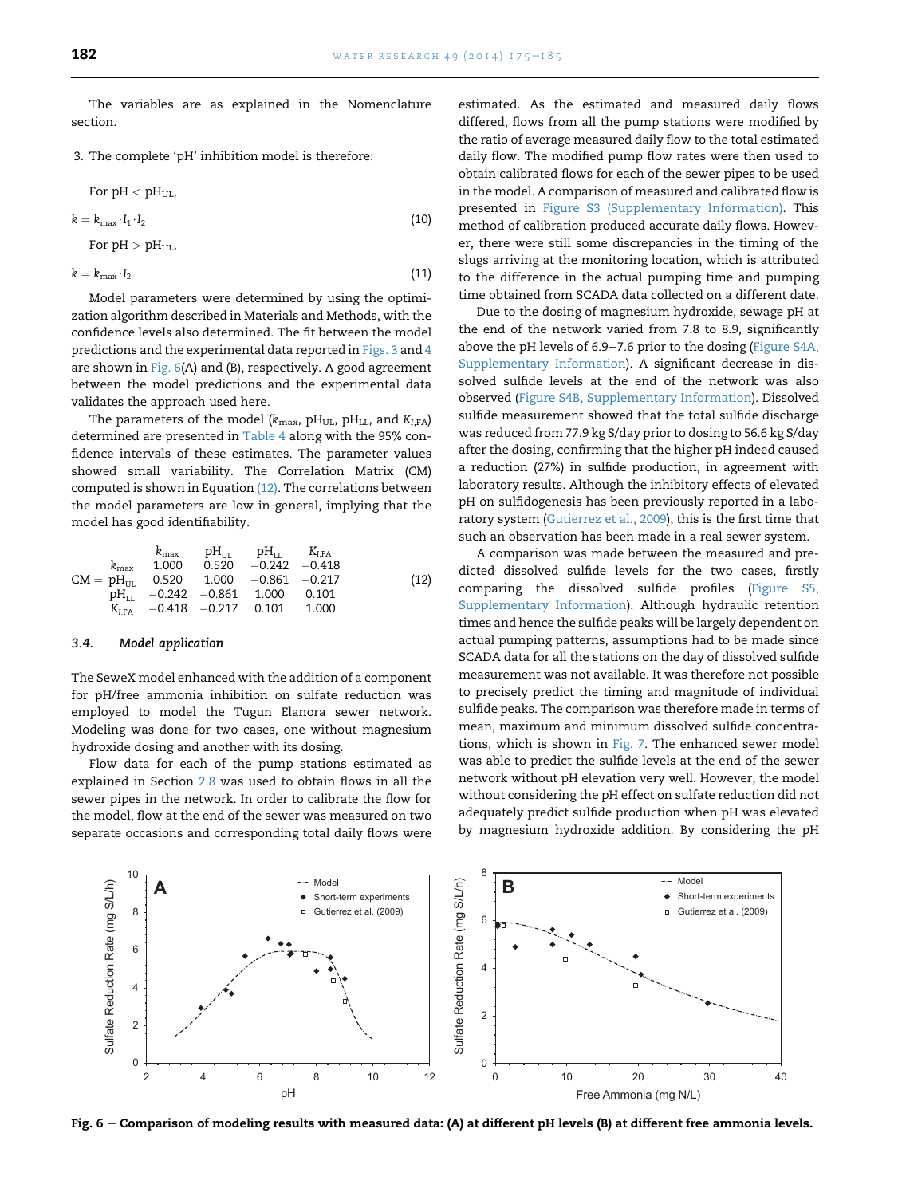The variables are as explained in the Nomenclature section.

3. The complete 'pH' inhibition model is therefore:

For $pH < pH_{UL}$,

$$k = k_{max} \cdot I_1 \cdot I_2 \tag{10}$$

For $pH > pH_{UL}$,

$$k = k_{max} \cdot I_2 \tag{11}$$

Model parameters were determined by using the optimization algorithm described in Materials and Methods, with the confidence levels also determined. The fit between the model predictions and the experimental data reported in Figs. 3 and 4 are shown in Fig. 6(A) and (B), respectively. A good agreement between the model predictions and the experimental data validates the approach used here.

The parameters of the model ($k_{max}$, $pH_{UL}$, $pH_{LL}$, and $K_{I,FA}$) determined are presented in Table 4 along with the 95% confidence intervals of these estimates. The parameter values showed small variability. The Correlation Matrix (CM) computed is shown in Equation (12). The correlations between the model parameters are low in general, implying that the model has good identifiability.

$$CM = \begin{array}{c|cccc} & k_{max} & pH_{UL} & pH_{LL} & K_{I,FA} \\ k_{max} & 1.000 & 0.520 & -0.242 & -0.418 \\ pH_{UL} & 0.520 & 1.000 & -0.861 & -0.217 \\ pH_{LL} & -0.242 & -0.861 & 1.000 & 0.101 \\ K_{I,FA} & -0.418 & -0.217 & 0.101 & 1.000 \end{array} \tag{12}$$

### 3.4. Model application

The SeweX model enhanced with the addition of a component for pH/free ammonia inhibition on sulfate reduction was employed to model the Tugun Elanora sewer network. Modeling was done for two cases, one without magnesium hydroxide dosing and another with its dosing.

Flow data for each of the pump stations estimated as explained in Section 2.8 was used to obtain flows in all the sewer pipes in the network. In order to calibrate the flow for the model, flow at the end of the sewer was measured on two separate occasions and corresponding total daily flows were estimated. As the estimated and measured daily flows differed, flows from all the pump stations were modified by the ratio of average measured daily flow to the total estimated daily flow. The modified pump flow rates were then used to obtain calibrated flows for each of the sewer pipes to be used in the model. A comparison of measured and calibrated flow is presented in Figure S3 (Supplementary Information). This method of calibration produced accurate daily flows. However, there were still some discrepancies in the timing of the slugs arriving at the monitoring location, which is attributed to the difference in the actual pumping time and pumping time obtained from SCADA data collected on a different date.

Due to the dosing of magnesium hydroxide, sewage pH at the end of the network varied from 7.8 to 8.9, significantly above the pH levels of 6.9–7.6 prior to the dosing (Figure S4A, Supplementary Information). A significant decrease in dissolved sulfide levels at the end of the network was also observed (Figure S4B, Supplementary Information). Dissolved sulfide measurement showed that the total sulfide discharge was reduced from 77.9 kg S/day prior to dosing to 56.6 kg S/day after the dosing, confirming that the higher pH indeed caused a reduction (27%) in sulfide production, in agreement with laboratory results. Although the inhibitory effects of elevated pH on sulfidogenesis has been previously reported in a laboratory system (Gutierrez et al., 2009), this is the first time that such an observation has been made in a real sewer system.

A comparison was made between the measured and predicted dissolved sulfide levels for the two cases, firstly comparing the dissolved sulfide profiles (Figure S5, Supplementary Information). Although hydraulic retention times and hence the sulfide peaks will be largely dependent on actual pumping patterns, assumptions had to be made since SCADA data for all the stations on the day of dissolved sulfide measurement was not available. It was therefore not possible to precisely predict the timing and magnitude of individual sulfide peaks. The comparison was therefore made in terms of mean, maximum and minimum dissolved sulfide concentrations, which is shown in Fig. 7. The enhanced sewer model was able to predict the sulfide levels at the end of the sewer network without pH elevation very well. However, the model without considering the pH effect on sulfate reduction did not adequately predict sulfide production when pH was elevated by magnesium hydroxide addition. By considering the pH

**Fig. 6 – Comparison of modeling results with measured data: (A) at different pH levels (B) at different free ammonia levels.**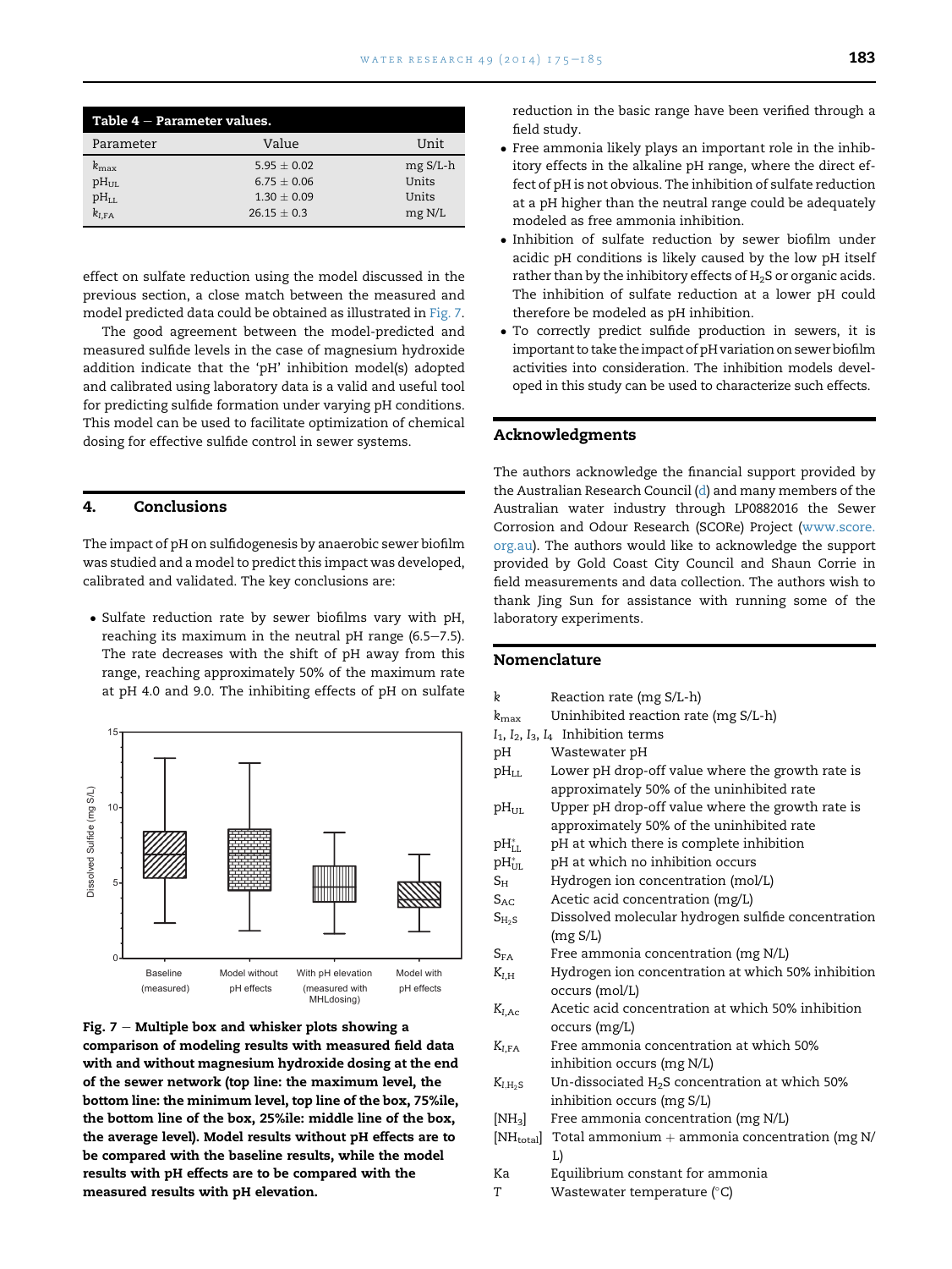**Table 4 – Parameter values.**

| Parameter | Value | Unit |
|---|---|---|
| $k_{max}$ | 5.95 ± 0.02 | mg S/L-h |
| $pH_{UL}$ | 6.75 ± 0.06 | Units |
| $pH_{LL}$ | 1.30 ± 0.09 | Units |
| $k_{I,FA}$ | 26.15 ± 0.3 | mg N/L |

effect on sulfate reduction using the model discussed in the previous section, a close match between the measured and model predicted data could be obtained as illustrated in Fig. 7.

The good agreement between the model-predicted and measured sulfide levels in the case of magnesium hydroxide addition indicate that the 'pH' inhibition model(s) adopted and calibrated using laboratory data is a valid and useful tool for predicting sulfide formation under varying pH conditions. This model can be used to facilitate optimization of chemical dosing for effective sulfide control in sewer systems.

## 4. Conclusions

The impact of pH on sulfidogenesis by anaerobic sewer biofilm was studied and a model to predict this impact was developed, calibrated and validated. The key conclusions are:

- Sulfate reduction rate by sewer biofilms vary with pH, reaching its maximum in the neutral pH range (6.5–7.5). The rate decreases with the shift of pH away from this range, reaching approximately 50% of the maximum rate at pH 4.0 and 9.0. The inhibiting effects of pH on sulfate reduction in the basic range have been verified through a field study.
- Free ammonia likely plays an important role in the inhibitory effects in the alkaline pH range, where the direct effect of pH is not obvious. The inhibition of sulfate reduction at a pH higher than the neutral range could be adequately modeled as free ammonia inhibition.
- Inhibition of sulfate reduction by sewer biofilm under acidic pH conditions is likely caused by the low pH itself rather than by the inhibitory effects of $H_2S$ or organic acids. The inhibition of sulfate reduction at a lower pH could therefore be modeled as pH inhibition.
- To correctly predict sulfide production in sewers, it is important to take the impact of pH variation on sewer biofilm activities into consideration. The inhibition models developed in this study can be used to characterize such effects.

**Fig. 7 – Multiple box and whisker plots showing a comparison of modeling results with measured field data with and without magnesium hydroxide dosing at the end of the sewer network (top line: the maximum level, the bottom line: the minimum level, top line of the box, 75%ile, the bottom line of the box, 25%ile: middle line of the box, the average level). Model results without pH effects are to be compared with the baseline results, while the model results with pH effects are to be compared with the measured results with pH elevation.**

## Acknowledgments

The authors acknowledge the financial support provided by the Australian Research Council (d) and many members of the Australian water industry through LP0882016 the Sewer Corrosion and Odour Research (SCORe) Project (www.score.org.au). The authors would like to acknowledge the support provided by Gold Coast City Council and Shaun Corrie in field measurements and data collection. The authors wish to thank Jing Sun for assistance with running some of the laboratory experiments.

## Nomenclature

| | |
|---|---|
| $k$ | Reaction rate (mg S/L-h) |
| $k_{max}$ | Uninhibited reaction rate (mg S/L-h) |
| $I_1, I_2, I_3, I_4$ | Inhibition terms |
| pH | Wastewater pH |
| $pH_{LL}$ | Lower pH drop-off value where the growth rate is approximately 50% of the uninhibited rate |
| $pH_{UL}$ | Upper pH drop-off value where the growth rate is approximately 50% of the uninhibited rate |
| $pH^*_{LL}$ | pH at which there is complete inhibition |
| $pH^*_{UL}$ | pH at which no inhibition occurs |
| $S_H$ | Hydrogen ion concentration (mol/L) |
| $S_{AC}$ | Acetic acid concentration (mg/L) |
| $S_{H_2S}$ | Dissolved molecular hydrogen sulfide concentration (mg S/L) |
| $S_{FA}$ | Free ammonia concentration (mg N/L) |
| $K_{I,H}$ | Hydrogen ion concentration at which 50% inhibition occurs (mol/L) |
| $K_{I,Ac}$ | Acetic acid concentration at which 50% inhibition occurs (mg/L) |
| $K_{I,FA}$ | Free ammonia concentration at which 50% inhibition occurs (mg N/L) |
| $K_{I,H_2S}$ | Un-dissociated $H_2S$ concentration at which 50% inhibition occurs (mg S/L) |
| $[NH_3]$ | Free ammonia concentration (mg N/L) |
| $[NH_{total}]$ | Total ammonium + ammonia concentration (mg N/L) |
| Ka | Equilibrium constant for ammonia |
| T | Wastewater temperature (°C) |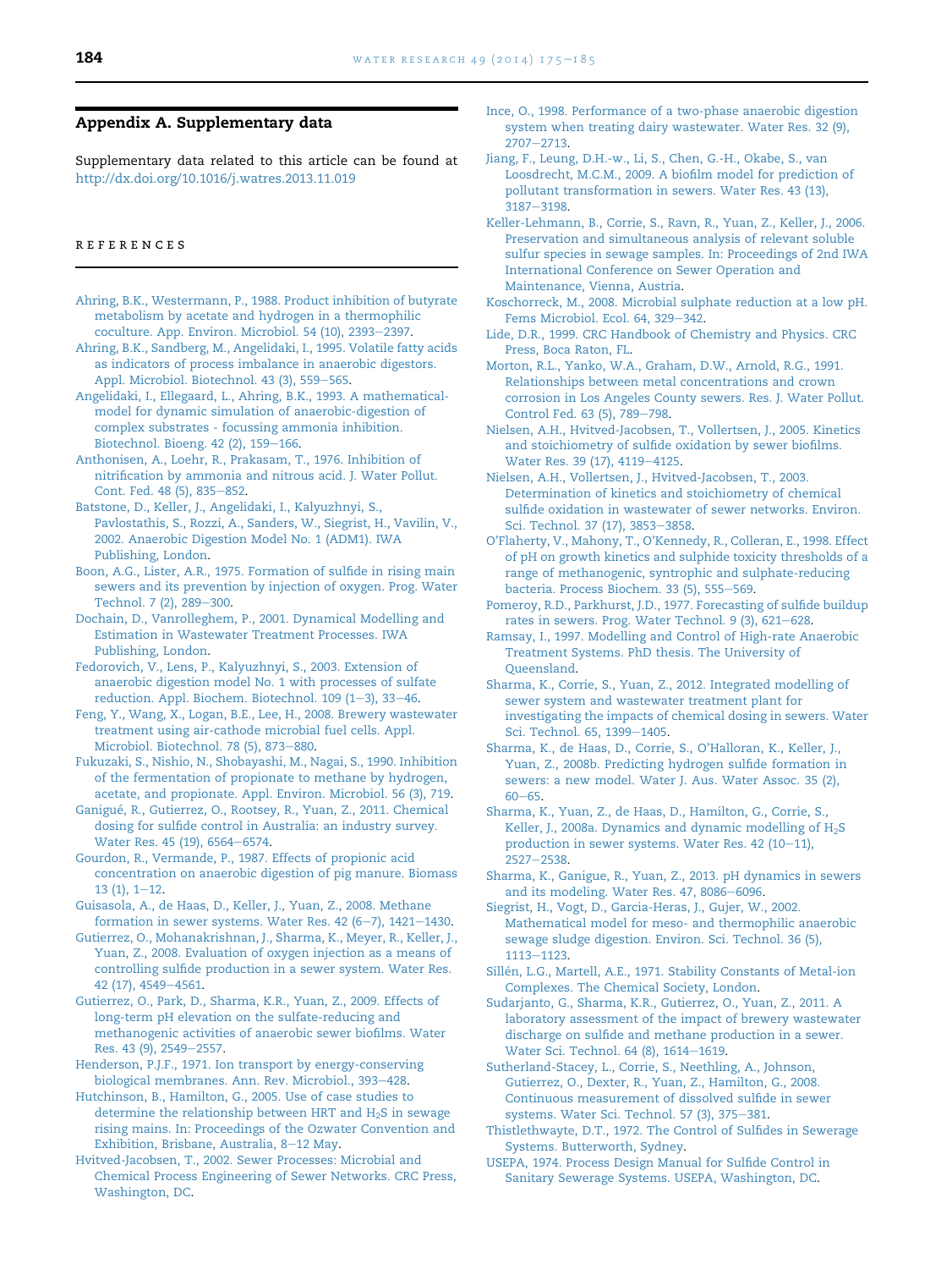## Appendix A. Supplementary data

Supplementary data related to this article can be found at http://dx.doi.org/10.1016/j.watres.2013.11.019

## References

Ahring, B.K., Westermann, P., 1988. Product inhibition of butyrate metabolism by acetate and hydrogen in a thermophilic coculture. App. Environ. Microbiol. 54 (10), 2393–2397.

Ahring, B.K., Sandberg, M., Angelidaki, I., 1995. Volatile fatty acids as indicators of process imbalance in anaerobic digestors. Appl. Microbiol. Biotechnol. 43 (3), 559–565.

Angelidaki, I., Ellegaard, L., Ahring, B.K., 1993. A mathematical-model for dynamic simulation of anaerobic-digestion of complex substrates - focussing ammonia inhibition. Biotechnol. Bioeng. 42 (2), 159–166.

Anthonisen, A., Loehr, R., Prakasam, T., 1976. Inhibition of nitrification by ammonia and nitrous acid. J. Water Pollut. Cont. Fed. 48 (5), 835–852.

Batstone, D., Keller, J., Angelidaki, I., Kalyuzhnyi, S., Pavlostathis, S., Rozzi, A., Sanders, W., Siegrist, H., Vavilin, V., 2002. Anaerobic Digestion Model No. 1 (ADM1). IWA Publishing, London.

Boon, A.G., Lister, A.R., 1975. Formation of sulfide in rising main sewers and its prevention by injection of oxygen. Prog. Water Technol. 7 (2), 289–300.

Dochain, D., Vanrolleghem, P., 2001. Dynamical Modelling and Estimation in Wastewater Treatment Processes. IWA Publishing, London.

Fedorovich, V., Lens, P., Kalyuzhnyi, S., 2003. Extension of anaerobic digestion model No. 1 with processes of sulfate reduction. Appl. Biochem. Biotechnol. 109 (1–3), 33–46.

Feng, Y., Wang, X., Logan, B.E., Lee, H., 2008. Brewery wastewater treatment using air-cathode microbial fuel cells. Appl. Microbiol. Biotechnol. 78 (5), 873–880.

Fukuzaki, S., Nishio, N., Shobayashi, M., Nagai, S., 1990. Inhibition of the fermentation of propionate to methane by hydrogen, acetate, and propionate. Appl. Environ. Microbiol. 56 (3), 719.

Ganigué, R., Gutierrez, O., Rootsey, R., Yuan, Z., 2011. Chemical dosing for sulfide control in Australia: an industry survey. Water Res. 45 (19), 6564–6574.

Gourdon, R., Vermande, P., 1987. Effects of propionic acid concentration on anaerobic digestion of pig manure. Biomass 13 (1), 1–12.

Guisasola, A., de Haas, D., Keller, J., Yuan, Z., 2008. Methane formation in sewer systems. Water Res. 42 (6–7), 1421–1430.

Gutierrez, O., Mohanakrishnan, J., Sharma, K., Meyer, R., Keller, J., Yuan, Z., 2008. Evaluation of oxygen injection as a means of controlling sulfide production in a sewer system. Water Res. 42 (17), 4549–4561.

Gutierrez, O., Park, D., Sharma, K.R., Yuan, Z., 2009. Effects of long-term pH elevation on the sulfate-reducing and methanogenic activities of anaerobic sewer biofilms. Water Res. 43 (9), 2549–2557.

Henderson, P.J.F., 1971. Ion transport by energy-conserving biological membranes. Ann. Rev. Microbiol., 393–428.

Hutchinson, B., Hamilton, G., 2005. Use of case studies to determine the relationship between HRT and $H_2S$ in sewage rising mains. In: Proceedings of the Ozwater Convention and Exhibition, Brisbane, Australia, 8–12 May.

Hvitved-Jacobsen, T., 2002. Sewer Processes: Microbial and Chemical Process Engineering of Sewer Networks. CRC Press, Washington, DC.

Ince, O., 1998. Performance of a two-phase anaerobic digestion system when treating dairy wastewater. Water Res. 32 (9), 2707–2713.

Jiang, F., Leung, D.H.-w., Li, S., Chen, G.-H., Okabe, S., van Loosdrecht, M.C.M., 2009. A biofilm model for prediction of pollutant transformation in sewers. Water Res. 43 (13), 3187–3198.

Keller-Lehmann, B., Corrie, S., Ravn, R., Yuan, Z., Keller, J., 2006. Preservation and simultaneous analysis of relevant soluble sulfur species in sewage samples. In: Proceedings of 2nd IWA International Conference on Sewer Operation and Maintenance, Vienna, Austria.

Koschorreck, M., 2008. Microbial sulphate reduction at a low pH. Fems Microbiol. Ecol. 64, 329–342.

Lide, D.R., 1999. CRC Handbook of Chemistry and Physics. CRC Press, Boca Raton, FL.

Morton, R.L., Yanko, W.A., Graham, D.W., Arnold, R.G., 1991. Relationships between metal concentrations and crown corrosion in Los Angeles County sewers. Res. J. Water Pollut. Control Fed. 63 (5), 789–798.

Nielsen, A.H., Hvitved-Jacobsen, T., Vollertsen, J., 2005. Kinetics and stoichiometry of sulfide oxidation by sewer biofilms. Water Res. 39 (17), 4119–4125.

Nielsen, A.H., Vollertsen, J., Hvitved-Jacobsen, T., 2003. Determination of kinetics and stoichiometry of chemical sulfide oxidation in wastewater of sewer networks. Environ. Sci. Technol. 37 (17), 3853–3858.

O'Flaherty, V., Mahony, T., O'Kennedy, R., Colleran, E., 1998. Effect of pH on growth kinetics and sulphide toxicity thresholds of a range of methanogenic, syntrophic and sulphate-reducing bacteria. Process Biochem. 33 (5), 555–569.

Pomeroy, R.D., Parkhurst, J.D., 1977. Forecasting of sulfide buildup rates in sewers. Prog. Water Technol. 9 (3), 621–628.

Ramsay, I., 1997. Modelling and Control of High-rate Anaerobic Treatment Systems. PhD thesis. The University of Queensland.

Sharma, K., Corrie, S., Yuan, Z., 2012. Integrated modelling of sewer system and wastewater treatment plant for investigating the impacts of chemical dosing in sewers. Water Sci. Technol. 65, 1399–1405.

Sharma, K., de Haas, D., Corrie, S., O'Halloran, K., Keller, J., Yuan, Z., 2008b. Predicting hydrogen sulfide formation in sewers: a new model. Water J. Aus. Water Assoc. 35 (2), 60–65.

Sharma, K., Yuan, Z., de Haas, D., Hamilton, G., Corrie, S., Keller, J., 2008a. Dynamics and dynamic modelling of $H_2S$ production in sewer systems. Water Res. 42 (10–11), 2527–2538.

Sharma, K., Ganigue, R., Yuan, Z., 2013. pH dynamics in sewers and its modeling. Water Res. 47, 8086–6096.

Siegrist, H., Vogt, D., Garcia-Heras, J., Gujer, W., 2002. Mathematical model for meso- and thermophilic anaerobic sewage sludge digestion. Environ. Sci. Technol. 36 (5), 1113–1123.

Sillén, L.G., Martell, A.E., 1971. Stability Constants of Metal-ion Complexes. The Chemical Society, London.

Sudarjanto, G., Sharma, K.R., Gutierrez, O., Yuan, Z., 2011. A laboratory assessment of the impact of brewery wastewater discharge on sulfide and methane production in a sewer. Water Sci. Technol. 64 (8), 1614–1619.

Sutherland-Stacey, L., Corrie, S., Neethling, A., Johnson, Gutierrez, O., Dexter, R., Yuan, Z., Hamilton, G., 2008. Continuous measurement of dissolved sulfide in sewer systems. Water Sci. Technol. 57 (3), 375–381.

Thistlethwayte, D.T., 1972. The Control of Sulfides in Sewerage Systems. Butterworth, Sydney.

USEPA, 1974. Process Design Manual for Sulfide Control in Sanitary Sewerage Systems. USEPA, Washington, DC.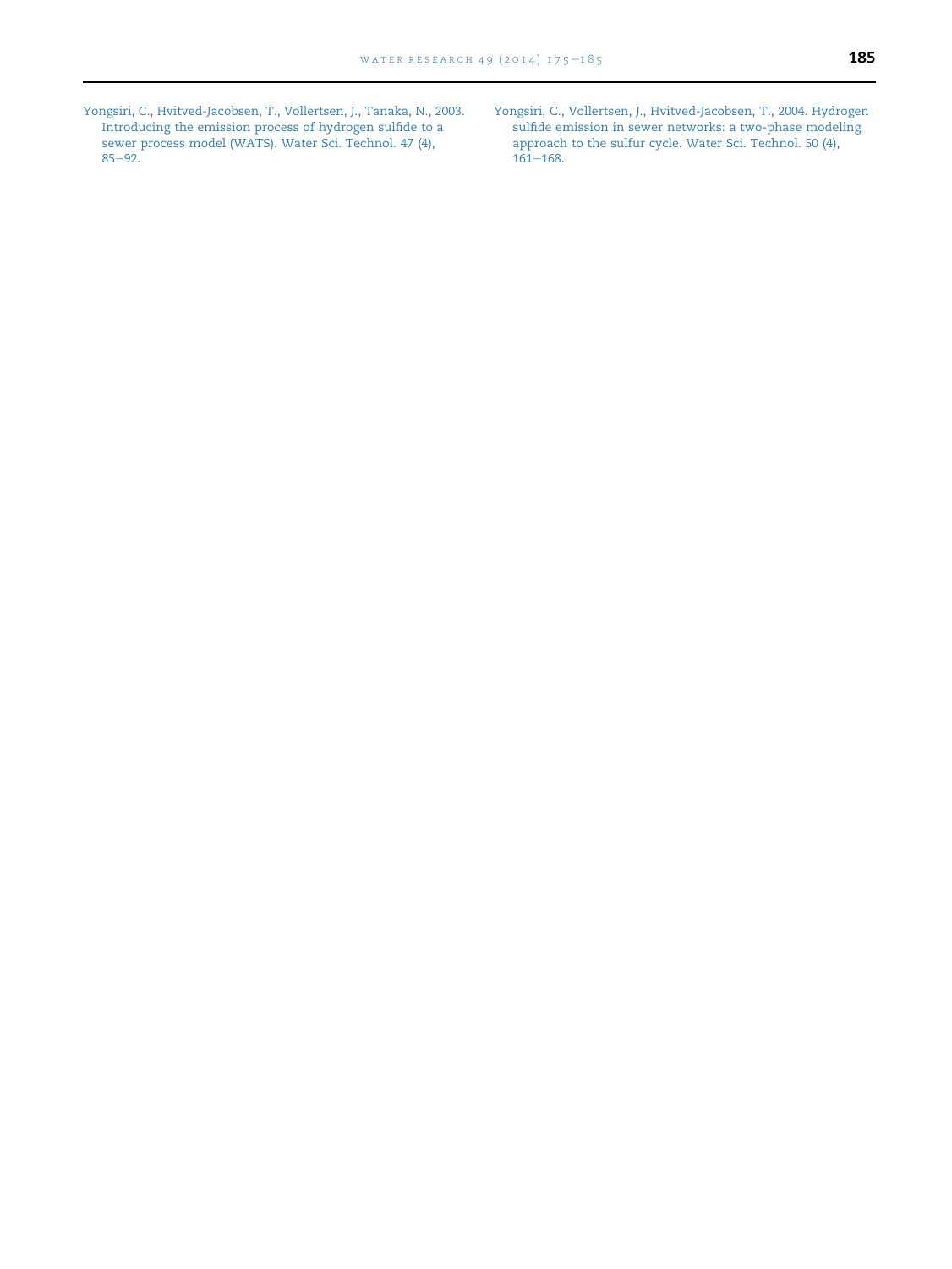Yongsiri, C., Hvitved-Jacobsen, T., Vollertsen, J., Tanaka, N., 2003. Introducing the emission process of hydrogen sulfide to a sewer process model (WATS). Water Sci. Technol. 47 (4), 85–92.

Yongsiri, C., Vollertsen, J., Hvitved-Jacobsen, T., 2004. Hydrogen sulfide emission in sewer networks: a two-phase modeling approach to the sulfur cycle. Water Sci. Technol. 50 (4), 161–168.